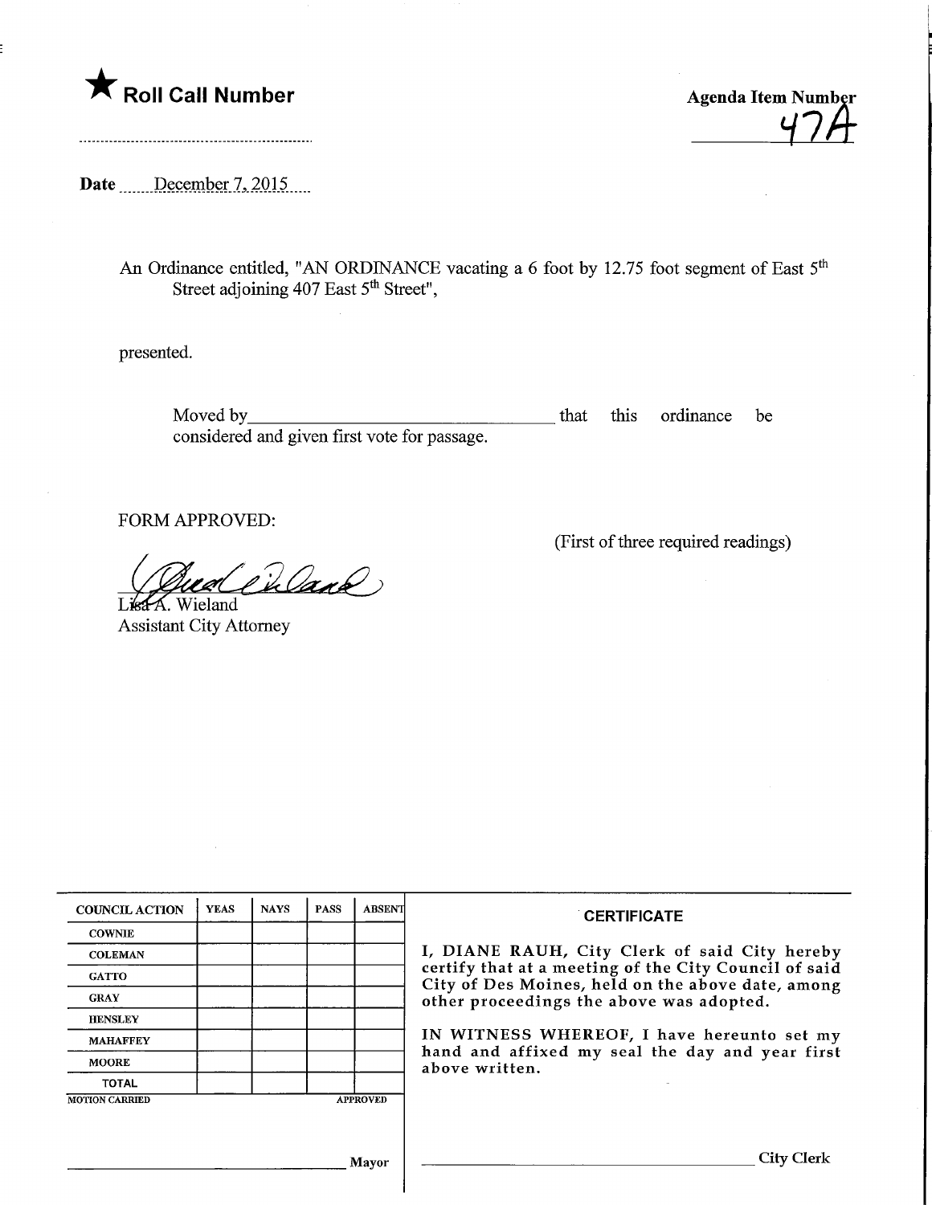★ **Roll Call Number**

**Agenda Item Number**
47A

**Date** December 7, 2015

An Ordinance entitled, "AN ORDINANCE vacating a 6 foot by 12.75 foot segment of East 5th Street adjoining 407 East 5th Street",

presented.

Moved by\_\_\_\_\_\_\_\_\_\_\_\_\_\_\_\_\_\_\_\_\_\_\_\_\_\_\_\_ that this ordinance be considered and given first vote for passage.

FORM APPROVED:

(First of three required readings)

Lisa A. Wieland
Assistant City Attorney

| COUNCIL ACTION | YEAS | NAYS | PASS | ABSENT |
|---|---|---|---|---|
| COWNIE | | | | |
| COLEMAN | | | | |
| GATTO | | | | |
| GRAY | | | | |
| HENSLEY | | | | |
| MAHAFFEY | | | | |
| MOORE | | | | |
| TOTAL | | | | |

MOTION CARRIED APPROVED

\_\_\_\_\_\_\_\_\_\_\_\_\_\_\_\_\_\_\_\_\_\_\_\_ Mayor

**CERTIFICATE**

I, DIANE RAUH, City Clerk of said City hereby certify that at a meeting of the City Council of said City of Des Moines, held on the above date, among other proceedings the above was adopted.

IN WITNESS WHEREOF, I have hereunto set my hand and affixed my seal the day and year first above written.

\_\_\_\_\_\_\_\_\_\_\_\_\_\_\_\_\_\_\_\_\_\_\_\_ City Clerk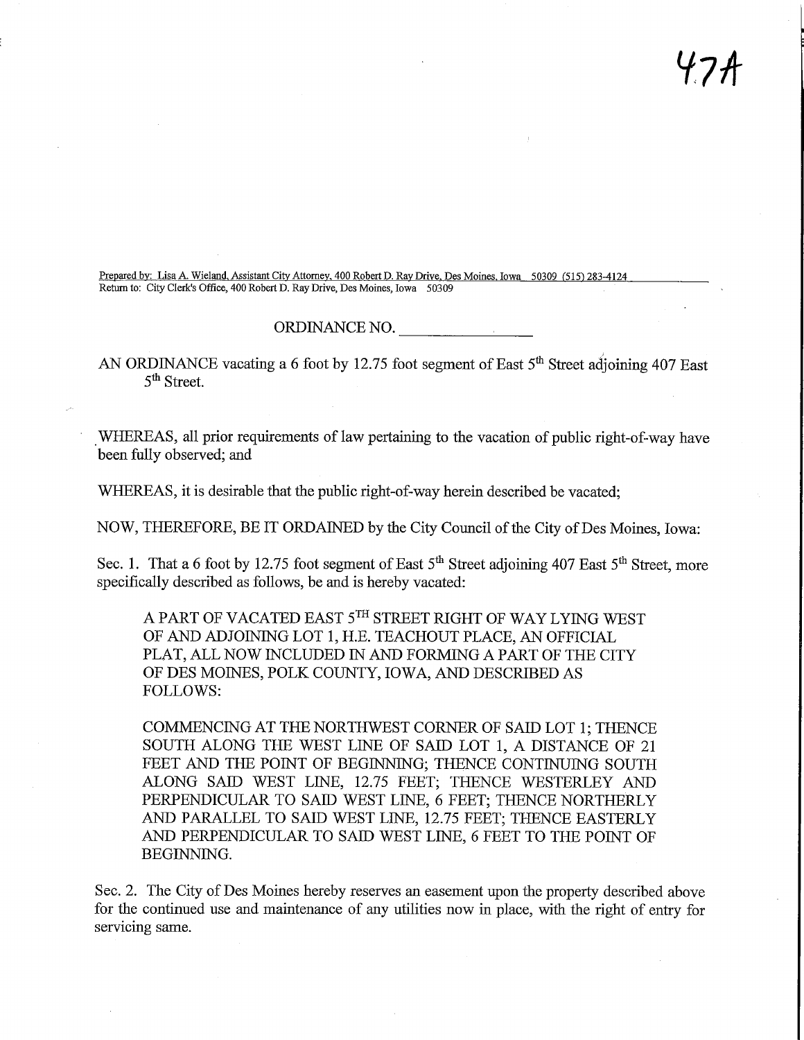47A

Prepared by: Lisa A. Wieland, Assistant City Attorney, 400 Robert D. Ray Drive, Des Moines, Iowa 50309 (515) 283-4124
Return to: City Clerk's Office, 400 Robert D. Ray Drive, Des Moines, Iowa 50309

ORDINANCE NO. _______________

AN ORDINANCE vacating a 6 foot by 12.75 foot segment of East 5th Street adjoining 407 East 5th Street.

WHEREAS, all prior requirements of law pertaining to the vacation of public right-of-way have been fully observed; and

WHEREAS, it is desirable that the public right-of-way herein described be vacated;

NOW, THEREFORE, BE IT ORDAINED by the City Council of the City of Des Moines, Iowa:

Sec. 1. That a 6 foot by 12.75 foot segment of East 5th Street adjoining 407 East 5th Street, more specifically described as follows, be and is hereby vacated:

> A PART OF VACATED EAST 5TH STREET RIGHT OF WAY LYING WEST OF AND ADJOINING LOT 1, H.E. TEACHOUT PLACE, AN OFFICIAL PLAT, ALL NOW INCLUDED IN AND FORMING A PART OF THE CITY OF DES MOINES, POLK COUNTY, IOWA, AND DESCRIBED AS FOLLOWS:
>
> COMMENCING AT THE NORTHWEST CORNER OF SAID LOT 1; THENCE SOUTH ALONG THE WEST LINE OF SAID LOT 1, A DISTANCE OF 21 FEET AND THE POINT OF BEGINNING; THENCE CONTINUING SOUTH ALONG SAID WEST LINE, 12.75 FEET; THENCE WESTERLEY AND PERPENDICULAR TO SAID WEST LINE, 6 FEET; THENCE NORTHERLY AND PARALLEL TO SAID WEST LINE, 12.75 FEET; THENCE EASTERLY AND PERPENDICULAR TO SAID WEST LINE, 6 FEET TO THE POINT OF BEGINNING.

Sec. 2. The City of Des Moines hereby reserves an easement upon the property described above for the continued use and maintenance of any utilities now in place, with the right of entry for servicing same.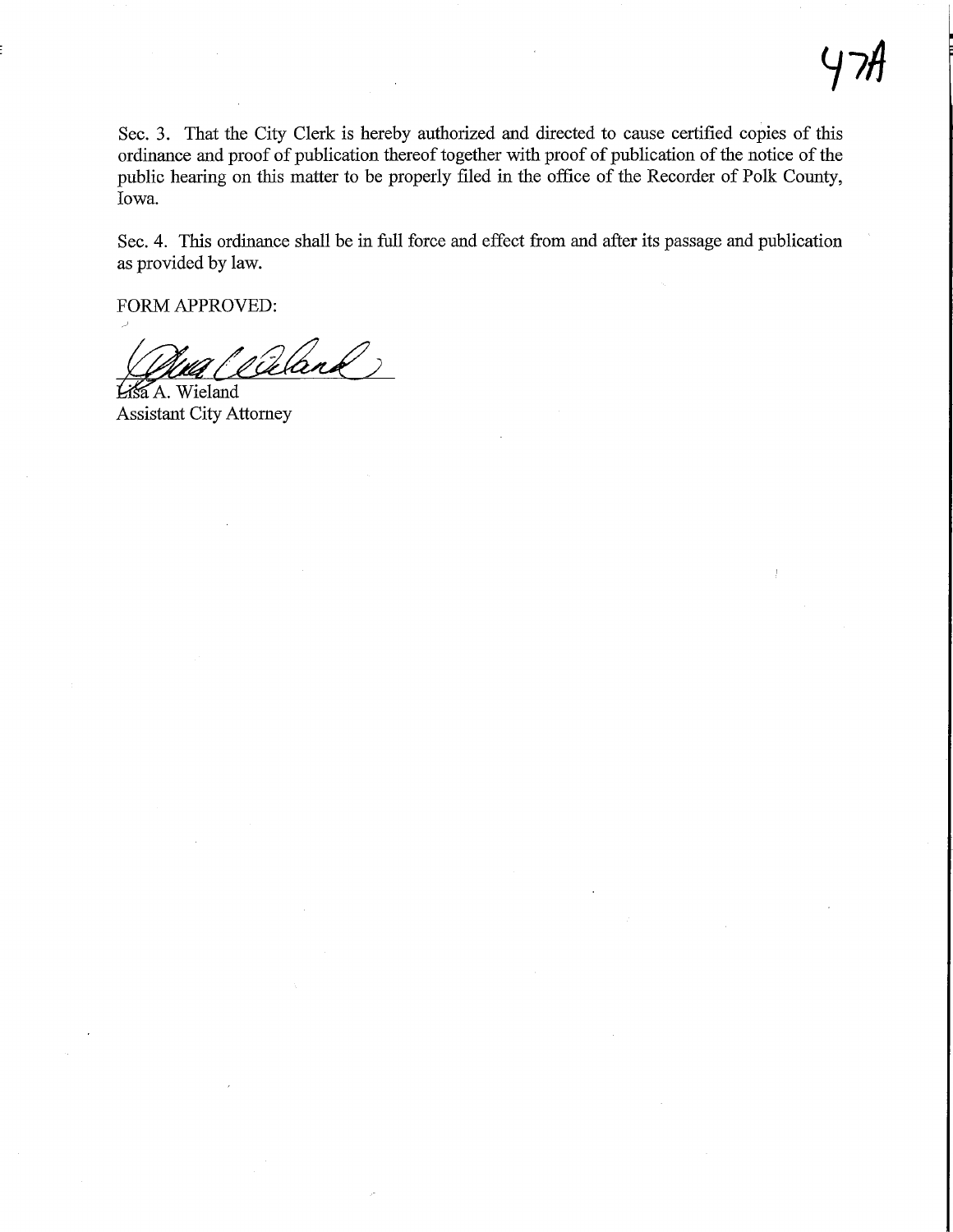47A

Sec. 3. That the City Clerk is hereby authorized and directed to cause certified copies of this ordinance and proof of publication thereof together with proof of publication of the notice of the public hearing on this matter to be properly filed in the office of the Recorder of Polk County, Iowa.

Sec. 4. This ordinance shall be in full force and effect from and after its passage and publication as provided by law.

FORM APPROVED:

Lisa A. Wieland
Assistant City Attorney